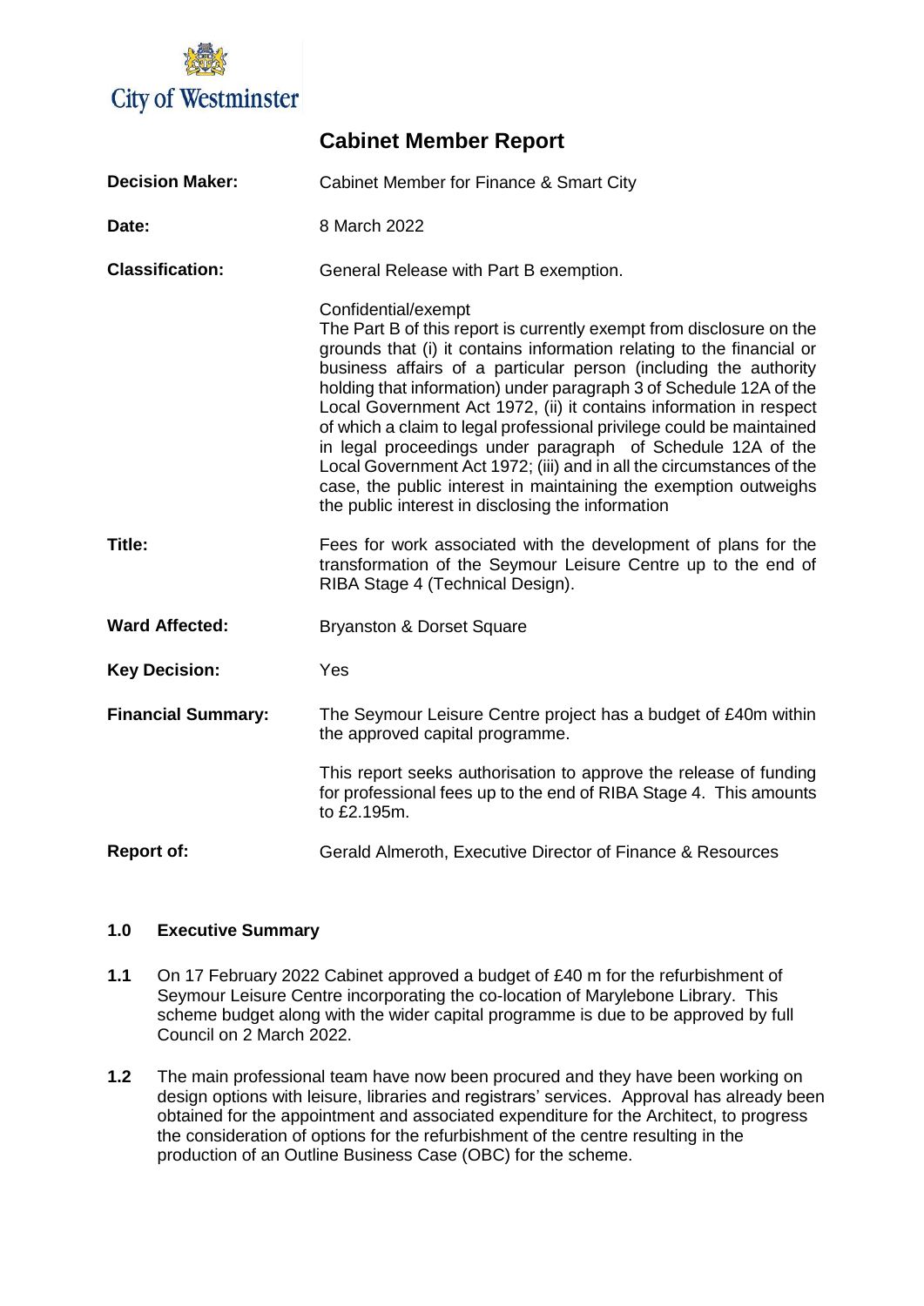City of Westminster

# Cabinet Member Report

| | |
|---|---|
| **Decision Maker:** | Cabinet Member for Finance & Smart City |
| **Date:** | 8 March 2022 |
| **Classification:** | General Release with Part B exemption.<br><br>Confidential/exempt<br>The Part B of this report is currently exempt from disclosure on the grounds that (i) it contains information relating to the financial or business affairs of a particular person (including the authority holding that information) under paragraph 3 of Schedule 12A of the Local Government Act 1972, (ii) it contains information in respect of which a claim to legal professional privilege could be maintained in legal proceedings under paragraph of Schedule 12A of the Local Government Act 1972; (iii) and in all the circumstances of the case, the public interest in maintaining the exemption outweighs the public interest in disclosing the information |
| **Title:** | Fees for work associated with the development of plans for the transformation of the Seymour Leisure Centre up to the end of RIBA Stage 4 (Technical Design). |
| **Ward Affected:** | Bryanston & Dorset Square |
| **Key Decision:** | Yes |
| **Financial Summary:** | The Seymour Leisure Centre project has a budget of £40m within the approved capital programme.<br><br>This report seeks authorisation to approve the release of funding for professional fees up to the end of RIBA Stage 4. This amounts to £2.195m. |
| **Report of:** | Gerald Almeroth, Executive Director of Finance & Resources |

## 1.0 Executive Summary

**1.1** On 17 February 2022 Cabinet approved a budget of £40 m for the refurbishment of Seymour Leisure Centre incorporating the co-location of Marylebone Library. This scheme budget along with the wider capital programme is due to be approved by full Council on 2 March 2022.

**1.2** The main professional team have now been procured and they have been working on design options with leisure, libraries and registrars' services. Approval has already been obtained for the appointment and associated expenditure for the Architect, to progress the consideration of options for the refurbishment of the centre resulting in the production of an Outline Business Case (OBC) for the scheme.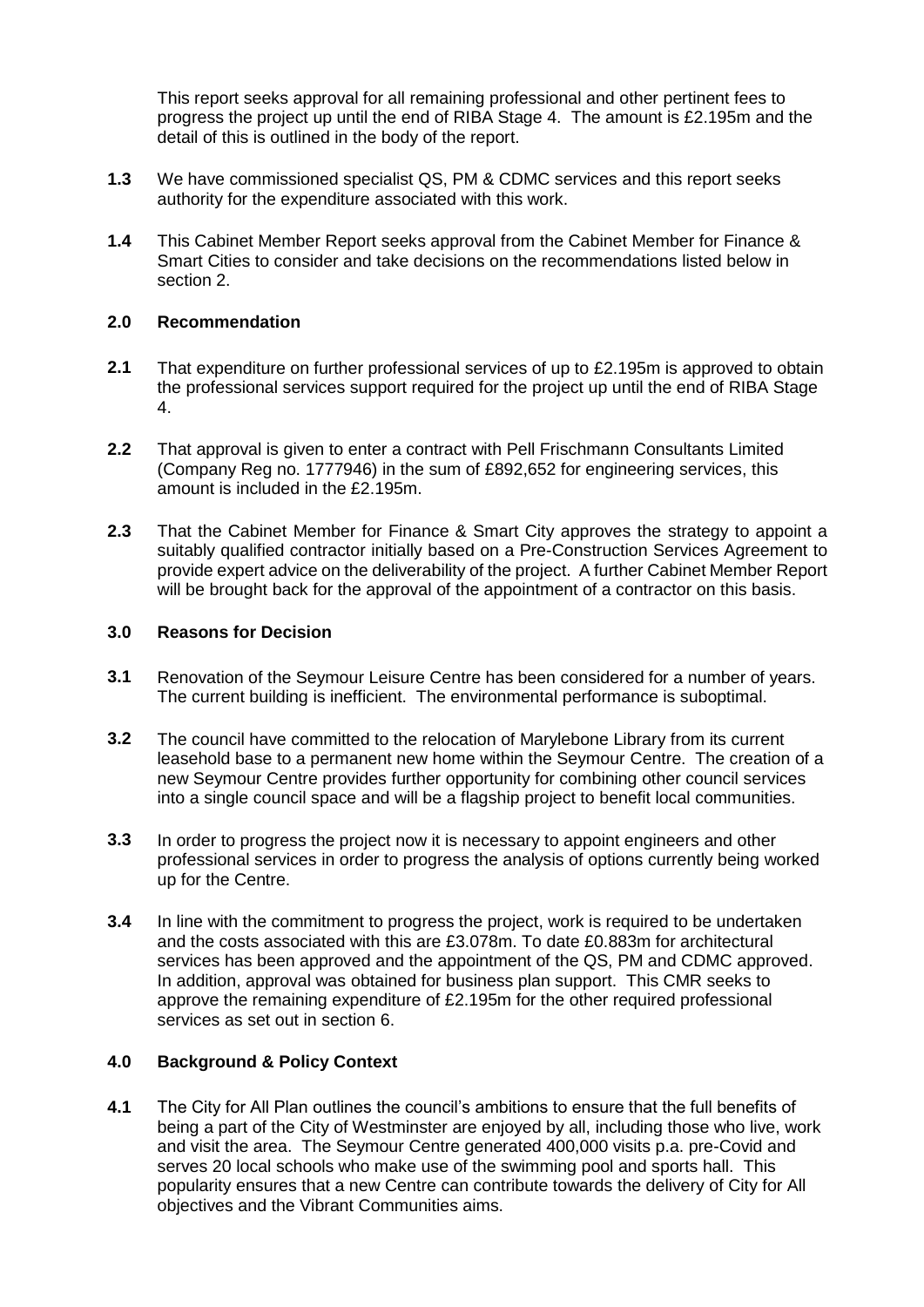This report seeks approval for all remaining professional and other pertinent fees to progress the project up until the end of RIBA Stage 4. The amount is £2.195m and the detail of this is outlined in the body of the report.

**1.3** We have commissioned specialist QS, PM & CDMC services and this report seeks authority for the expenditure associated with this work.

**1.4** This Cabinet Member Report seeks approval from the Cabinet Member for Finance & Smart Cities to consider and take decisions on the recommendations listed below in section 2.

## 2.0 Recommendation

**2.1** That expenditure on further professional services of up to £2.195m is approved to obtain the professional services support required for the project up until the end of RIBA Stage 4.

**2.2** That approval is given to enter a contract with Pell Frischmann Consultants Limited (Company Reg no. 1777946) in the sum of £892,652 for engineering services, this amount is included in the £2.195m.

**2.3** That the Cabinet Member for Finance & Smart City approves the strategy to appoint a suitably qualified contractor initially based on a Pre-Construction Services Agreement to provide expert advice on the deliverability of the project. A further Cabinet Member Report will be brought back for the approval of the appointment of a contractor on this basis.

## 3.0 Reasons for Decision

**3.1** Renovation of the Seymour Leisure Centre has been considered for a number of years. The current building is inefficient. The environmental performance is suboptimal.

**3.2** The council have committed to the relocation of Marylebone Library from its current leasehold base to a permanent new home within the Seymour Centre. The creation of a new Seymour Centre provides further opportunity for combining other council services into a single council space and will be a flagship project to benefit local communities.

**3.3** In order to progress the project now it is necessary to appoint engineers and other professional services in order to progress the analysis of options currently being worked up for the Centre.

**3.4** In line with the commitment to progress the project, work is required to be undertaken and the costs associated with this are £3.078m. To date £0.883m for architectural services has been approved and the appointment of the QS, PM and CDMC approved. In addition, approval was obtained for business plan support. This CMR seeks to approve the remaining expenditure of £2.195m for the other required professional services as set out in section 6.

## 4.0 Background & Policy Context

**4.1** The City for All Plan outlines the council's ambitions to ensure that the full benefits of being a part of the City of Westminster are enjoyed by all, including those who live, work and visit the area. The Seymour Centre generated 400,000 visits p.a. pre-Covid and serves 20 local schools who make use of the swimming pool and sports hall. This popularity ensures that a new Centre can contribute towards the delivery of City for All objectives and the Vibrant Communities aims.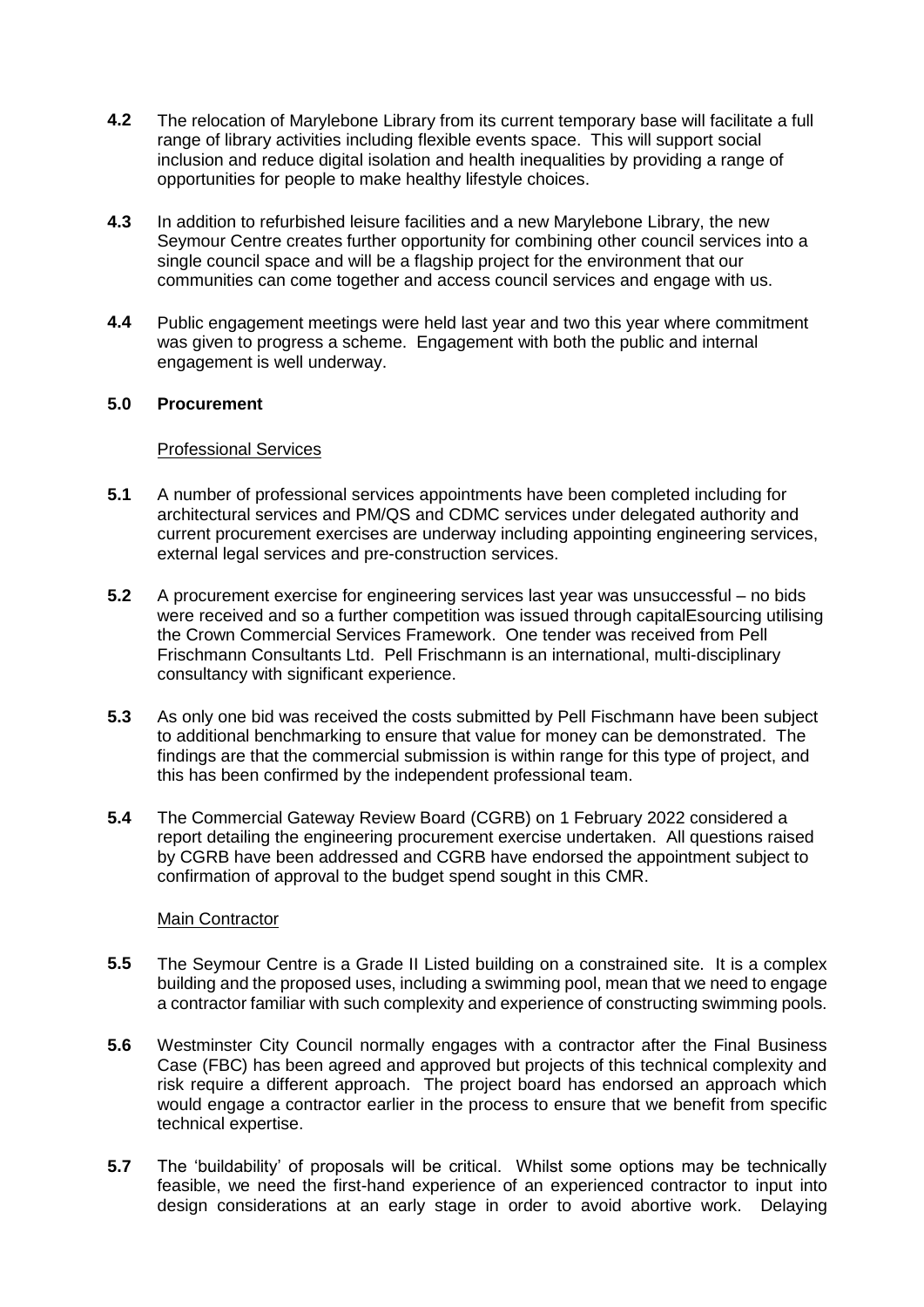**4.2** The relocation of Marylebone Library from its current temporary base will facilitate a full range of library activities including flexible events space. This will support social inclusion and reduce digital isolation and health inequalities by providing a range of opportunities for people to make healthy lifestyle choices.

**4.3** In addition to refurbished leisure facilities and a new Marylebone Library, the new Seymour Centre creates further opportunity for combining other council services into a single council space and will be a flagship project for the environment that our communities can come together and access council services and engage with us.

**4.4** Public engagement meetings were held last year and two this year where commitment was given to progress a scheme. Engagement with both the public and internal engagement is well underway.

## 5.0 Procurement

Professional Services

**5.1** A number of professional services appointments have been completed including for architectural services and PM/QS and CDMC services under delegated authority and current procurement exercises are underway including appointing engineering services, external legal services and pre-construction services.

**5.2** A procurement exercise for engineering services last year was unsuccessful – no bids were received and so a further competition was issued through capitalEsourcing utilising the Crown Commercial Services Framework. One tender was received from Pell Frischmann Consultants Ltd. Pell Frischmann is an international, multi-disciplinary consultancy with significant experience.

**5.3** As only one bid was received the costs submitted by Pell Fischmann have been subject to additional benchmarking to ensure that value for money can be demonstrated. The findings are that the commercial submission is within range for this type of project, and this has been confirmed by the independent professional team.

**5.4** The Commercial Gateway Review Board (CGRB) on 1 February 2022 considered a report detailing the engineering procurement exercise undertaken. All questions raised by CGRB have been addressed and CGRB have endorsed the appointment subject to confirmation of approval to the budget spend sought in this CMR.

Main Contractor

**5.5** The Seymour Centre is a Grade II Listed building on a constrained site. It is a complex building and the proposed uses, including a swimming pool, mean that we need to engage a contractor familiar with such complexity and experience of constructing swimming pools.

**5.6** Westminster City Council normally engages with a contractor after the Final Business Case (FBC) has been agreed and approved but projects of this technical complexity and risk require a different approach. The project board has endorsed an approach which would engage a contractor earlier in the process to ensure that we benefit from specific technical expertise.

**5.7** The 'buildability' of proposals will be critical. Whilst some options may be technically feasible, we need the first-hand experience of an experienced contractor to input into design considerations at an early stage in order to avoid abortive work. Delaying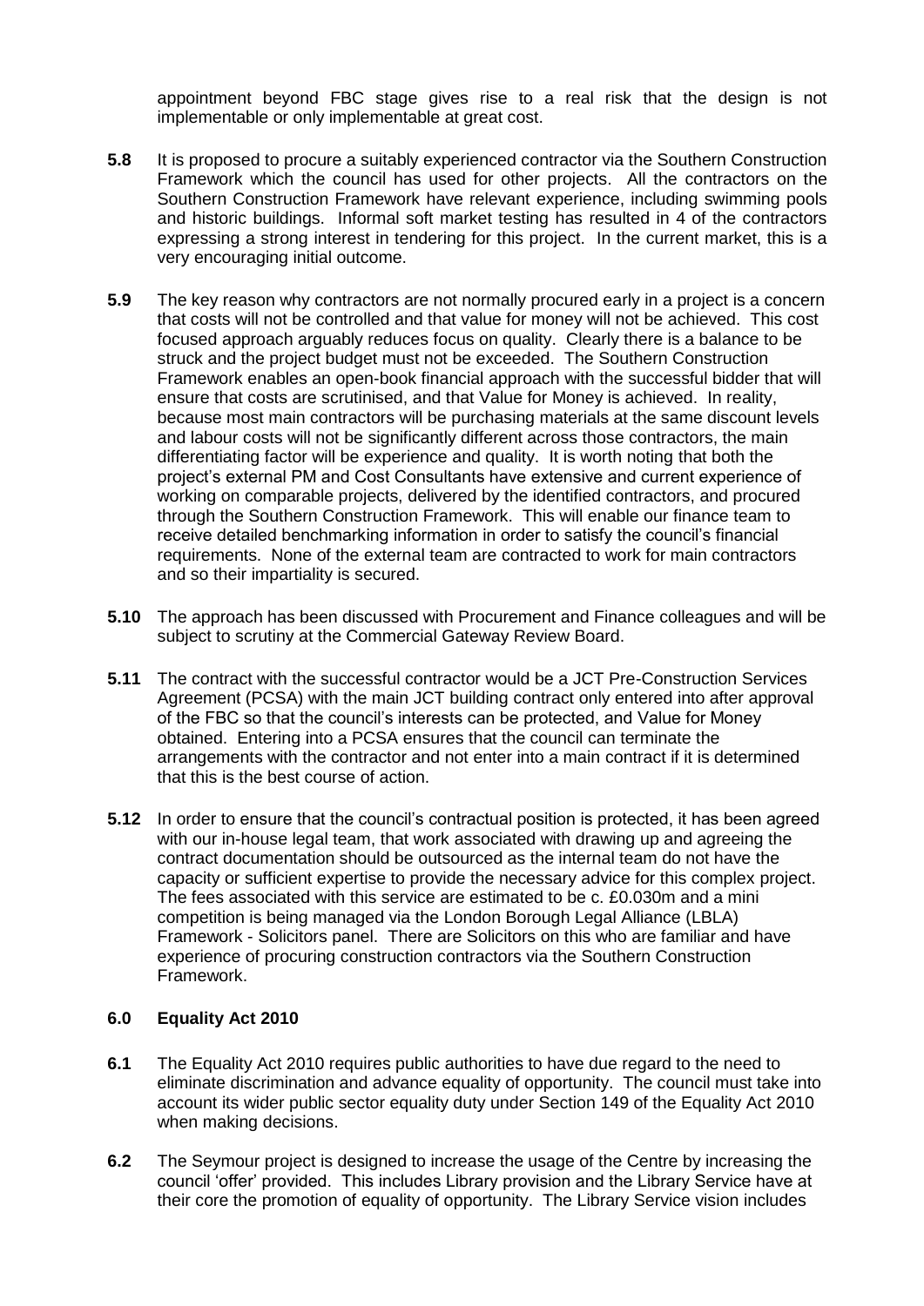appointment beyond FBC stage gives rise to a real risk that the design is not implementable or only implementable at great cost.

**5.8** It is proposed to procure a suitably experienced contractor via the Southern Construction Framework which the council has used for other projects. All the contractors on the Southern Construction Framework have relevant experience, including swimming pools and historic buildings. Informal soft market testing has resulted in 4 of the contractors expressing a strong interest in tendering for this project. In the current market, this is a very encouraging initial outcome.

**5.9** The key reason why contractors are not normally procured early in a project is a concern that costs will not be controlled and that value for money will not be achieved. This cost focused approach arguably reduces focus on quality. Clearly there is a balance to be struck and the project budget must not be exceeded. The Southern Construction Framework enables an open-book financial approach with the successful bidder that will ensure that costs are scrutinised, and that Value for Money is achieved. In reality, because most main contractors will be purchasing materials at the same discount levels and labour costs will not be significantly different across those contractors, the main differentiating factor will be experience and quality. It is worth noting that both the project's external PM and Cost Consultants have extensive and current experience of working on comparable projects, delivered by the identified contractors, and procured through the Southern Construction Framework. This will enable our finance team to receive detailed benchmarking information in order to satisfy the council's financial requirements. None of the external team are contracted to work for main contractors and so their impartiality is secured.

**5.10** The approach has been discussed with Procurement and Finance colleagues and will be subject to scrutiny at the Commercial Gateway Review Board.

**5.11** The contract with the successful contractor would be a JCT Pre-Construction Services Agreement (PCSA) with the main JCT building contract only entered into after approval of the FBC so that the council's interests can be protected, and Value for Money obtained. Entering into a PCSA ensures that the council can terminate the arrangements with the contractor and not enter into a main contract if it is determined that this is the best course of action.

**5.12** In order to ensure that the council's contractual position is protected, it has been agreed with our in-house legal team, that work associated with drawing up and agreeing the contract documentation should be outsourced as the internal team do not have the capacity or sufficient expertise to provide the necessary advice for this complex project. The fees associated with this service are estimated to be c. £0.030m and a mini competition is being managed via the London Borough Legal Alliance (LBLA) Framework - Solicitors panel. There are Solicitors on this who are familiar and have experience of procuring construction contractors via the Southern Construction Framework.

## 6.0 Equality Act 2010

**6.1** The Equality Act 2010 requires public authorities to have due regard to the need to eliminate discrimination and advance equality of opportunity. The council must take into account its wider public sector equality duty under Section 149 of the Equality Act 2010 when making decisions.

**6.2** The Seymour project is designed to increase the usage of the Centre by increasing the council 'offer' provided. This includes Library provision and the Library Service have at their core the promotion of equality of opportunity. The Library Service vision includes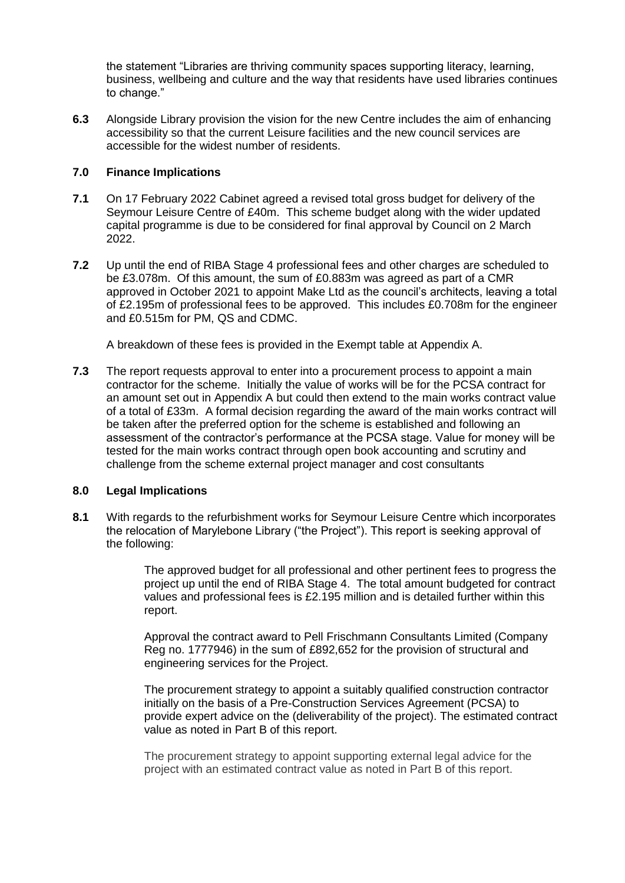the statement "Libraries are thriving community spaces supporting literacy, learning, business, wellbeing and culture and the way that residents have used libraries continues to change."

**6.3** Alongside Library provision the vision for the new Centre includes the aim of enhancing accessibility so that the current Leisure facilities and the new council services are accessible for the widest number of residents.

## 7.0 Finance Implications

**7.1** On 17 February 2022 Cabinet agreed a revised total gross budget for delivery of the Seymour Leisure Centre of £40m. This scheme budget along with the wider updated capital programme is due to be considered for final approval by Council on 2 March 2022.

**7.2** Up until the end of RIBA Stage 4 professional fees and other charges are scheduled to be £3.078m. Of this amount, the sum of £0.883m was agreed as part of a CMR approved in October 2021 to appoint Make Ltd as the council's architects, leaving a total of £2.195m of professional fees to be approved. This includes £0.708m for the engineer and £0.515m for PM, QS and CDMC.

A breakdown of these fees is provided in the Exempt table at Appendix A.

**7.3** The report requests approval to enter into a procurement process to appoint a main contractor for the scheme. Initially the value of works will be for the PCSA contract for an amount set out in Appendix A but could then extend to the main works contract value of a total of £33m. A formal decision regarding the award of the main works contract will be taken after the preferred option for the scheme is established and following an assessment of the contractor's performance at the PCSA stage. Value for money will be tested for the main works contract through open book accounting and scrutiny and challenge from the scheme external project manager and cost consultants

## 8.0 Legal Implications

**8.1** With regards to the refurbishment works for Seymour Leisure Centre which incorporates the relocation of Marylebone Library ("the Project"). This report is seeking approval of the following:

The approved budget for all professional and other pertinent fees to progress the project up until the end of RIBA Stage 4. The total amount budgeted for contract values and professional fees is £2.195 million and is detailed further within this report.

Approval the contract award to Pell Frischmann Consultants Limited (Company Reg no. 1777946) in the sum of £892,652 for the provision of structural and engineering services for the Project.

The procurement strategy to appoint a suitably qualified construction contractor initially on the basis of a Pre-Construction Services Agreement (PCSA) to provide expert advice on the (deliverability of the project). The estimated contract value as noted in Part B of this report.

The procurement strategy to appoint supporting external legal advice for the project with an estimated contract value as noted in Part B of this report.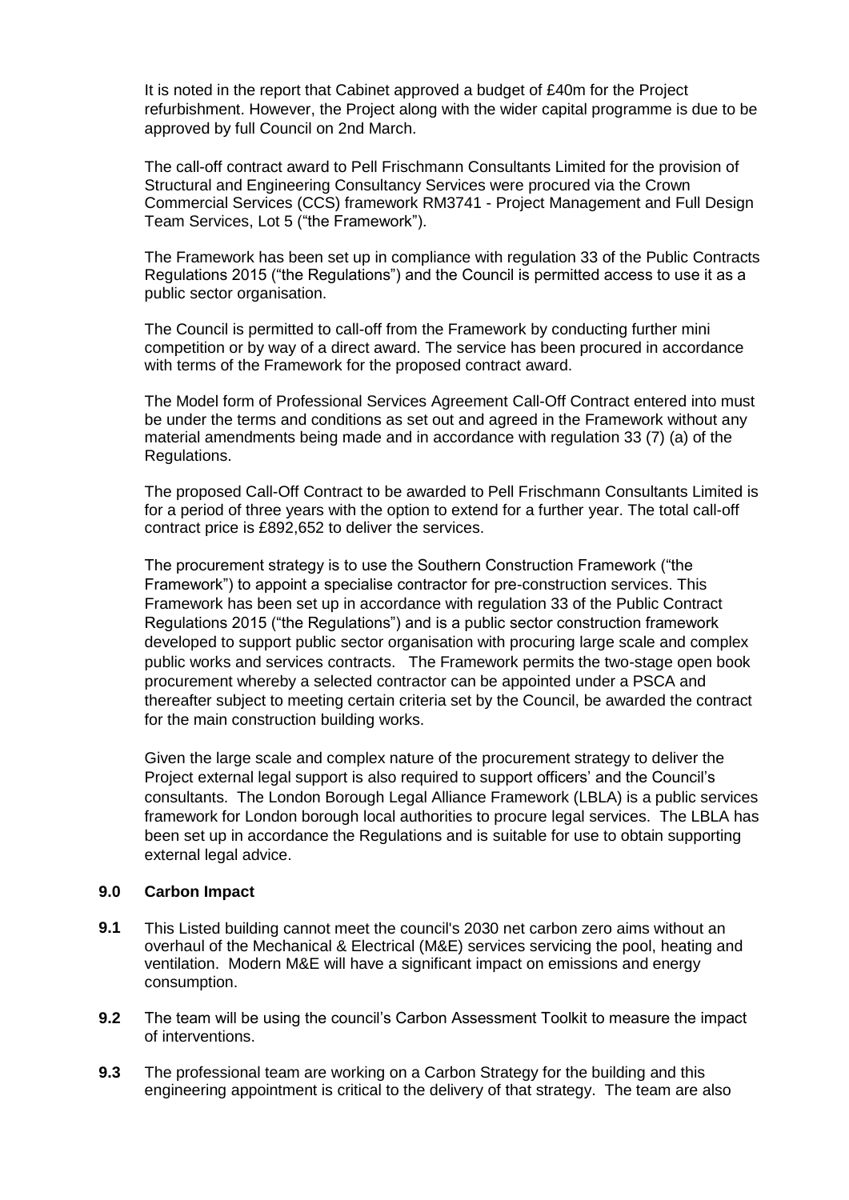It is noted in the report that Cabinet approved a budget of £40m for the Project refurbishment. However, the Project along with the wider capital programme is due to be approved by full Council on 2nd March.

The call-off contract award to Pell Frischmann Consultants Limited for the provision of Structural and Engineering Consultancy Services were procured via the Crown Commercial Services (CCS) framework RM3741 - Project Management and Full Design Team Services, Lot 5 ("the Framework").

The Framework has been set up in compliance with regulation 33 of the Public Contracts Regulations 2015 ("the Regulations") and the Council is permitted access to use it as a public sector organisation.

The Council is permitted to call-off from the Framework by conducting further mini competition or by way of a direct award. The service has been procured in accordance with terms of the Framework for the proposed contract award.

The Model form of Professional Services Agreement Call-Off Contract entered into must be under the terms and conditions as set out and agreed in the Framework without any material amendments being made and in accordance with regulation 33 (7) (a) of the Regulations.

The proposed Call-Off Contract to be awarded to Pell Frischmann Consultants Limited is for a period of three years with the option to extend for a further year. The total call-off contract price is £892,652 to deliver the services.

The procurement strategy is to use the Southern Construction Framework ("the Framework") to appoint a specialise contractor for pre-construction services. This Framework has been set up in accordance with regulation 33 of the Public Contract Regulations 2015 ("the Regulations") and is a public sector construction framework developed to support public sector organisation with procuring large scale and complex public works and services contracts. The Framework permits the two-stage open book procurement whereby a selected contractor can be appointed under a PSCA and thereafter subject to meeting certain criteria set by the Council, be awarded the contract for the main construction building works.

Given the large scale and complex nature of the procurement strategy to deliver the Project external legal support is also required to support officers' and the Council's consultants. The London Borough Legal Alliance Framework (LBLA) is a public services framework for London borough local authorities to procure legal services. The LBLA has been set up in accordance the Regulations and is suitable for use to obtain supporting external legal advice.

## 9.0 Carbon Impact

**9.1** This Listed building cannot meet the council's 2030 net carbon zero aims without an overhaul of the Mechanical & Electrical (M&E) services servicing the pool, heating and ventilation. Modern M&E will have a significant impact on emissions and energy consumption.

**9.2** The team will be using the council's Carbon Assessment Toolkit to measure the impact of interventions.

**9.3** The professional team are working on a Carbon Strategy for the building and this engineering appointment is critical to the delivery of that strategy. The team are also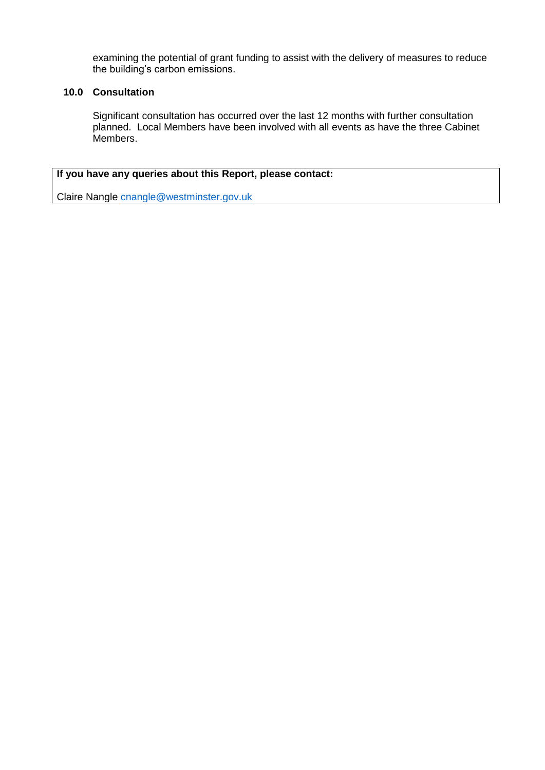examining the potential of grant funding to assist with the delivery of measures to reduce the building's carbon emissions.

## 10.0 Consultation

Significant consultation has occurred over the last 12 months with further consultation planned. Local Members have been involved with all events as have the three Cabinet Members.

| **If you have any queries about this Report, please contact:** |
| --- |
| Claire Nangle cnangle@westminster.gov.uk |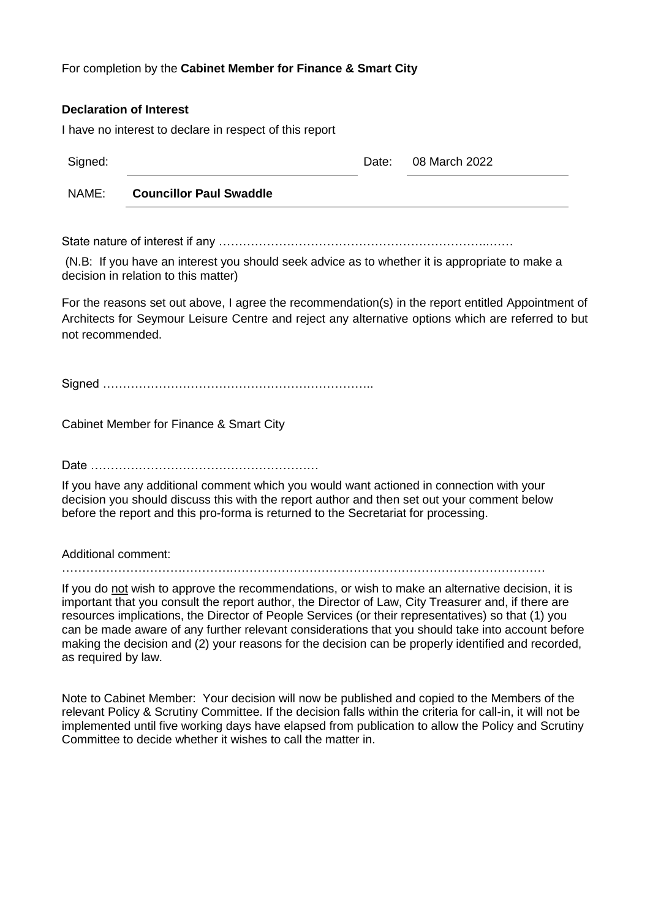For completion by the **Cabinet Member for Finance & Smart City**

**Declaration of Interest**

I have no interest to declare in respect of this report

| | | | |
|---|---|---|---|
| Signed: | | Date: | 08 March 2022 |
| NAME: | **Councillor Paul Swaddle** | | |

State nature of interest if any ……………………………………………………………..……

(N.B: If you have an interest you should seek advice as to whether it is appropriate to make a decision in relation to this matter)

For the reasons set out above, I agree the recommendation(s) in the report entitled Appointment of Architects for Seymour Leisure Centre and reject any alternative options which are referred to but not recommended.

Signed …………………………………………….…………..

Cabinet Member for Finance & Smart City

Date ……………………………………………….…

If you have any additional comment which you would want actioned in connection with your decision you should discuss this with the report author and then set out your comment below before the report and this pro-forma is returned to the Secretariat for processing.

Additional comment:

……………………………….……………………………………………………………………

If you do <u>not</u> wish to approve the recommendations, or wish to make an alternative decision, it is important that you consult the report author, the Director of Law, City Treasurer and, if there are resources implications, the Director of People Services (or their representatives) so that (1) you can be made aware of any further relevant considerations that you should take into account before making the decision and (2) your reasons for the decision can be properly identified and recorded, as required by law.

Note to Cabinet Member: Your decision will now be published and copied to the Members of the relevant Policy & Scrutiny Committee. If the decision falls within the criteria for call-in, it will not be implemented until five working days have elapsed from publication to allow the Policy and Scrutiny Committee to decide whether it wishes to call the matter in.